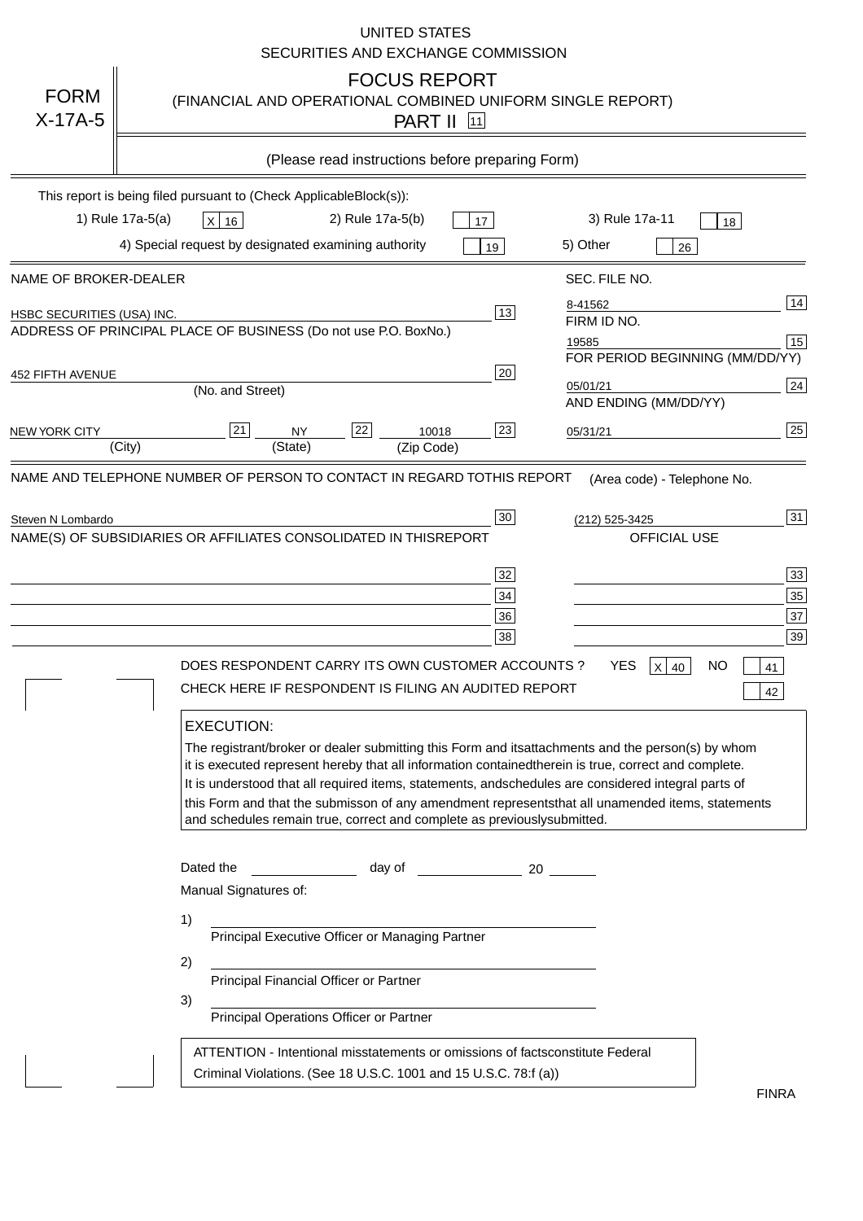UNITED STATES
SECURITIES AND EXCHANGE COMMISSION

# FORM X-17A-5

## FOCUS REPORT

(FINANCIAL AND OPERATIONAL COMBINED UNIFORM SINGLE REPORT)

PART II [11]

(Please read instructions before preparing Form)

This report is being filed pursuant to (Check ApplicableBlock(s)):

1) Rule 17a-5(a) [X] [16]  2) Rule 17a-5(b) [17]  3) Rule 17a-11 [18]

4) Special request by designated examining authority [19]  5) Other [26]

| NAME OF BROKER-DEALER | | SEC. FILE NO. | |
|---|---|---|---|
| HSBC SECURITIES (USA) INC. | [13] | 8-41562 | [14] |
| ADDRESS OF PRINCIPAL PLACE OF BUSINESS (Do not use P.O. BoxNo.) | | FIRM ID NO. | |
| | | 19585 | [15] |
| 452 FIFTH AVENUE | [20] | FOR PERIOD BEGINNING (MM/DD/YY) | |
| (No. and Street) | | 05/01/21 | [24] |
| NEW YORK CITY [21] NY [22] 10018 | [23] | AND ENDING (MM/DD/YY) | |
| (City) (State) (Zip Code) | | 05/31/21 | [25] |

NAME AND TELEPHONE NUMBER OF PERSON TO CONTACT IN REGARD TOTHIS REPORT — (Area code) - Telephone No.

Steven N Lombardo [30] — (212) 525-3425 [31]

NAME(S) OF SUBSIDIARIES OR AFFILIATES CONSOLIDATED IN THISREPORT — OFFICIAL USE

| | | | |
|---|---|---|---|
| | [32] | | [33] |
| | [34] | | [35] |
| | [36] | | [37] |
| | [38] | | [39] |

DOES RESPONDENT CARRY ITS OWN CUSTOMER ACCOUNTS ? YES [X] [40] NO [41]

CHECK HERE IF RESPONDENT IS FILING AN AUDITED REPORT [42]

**EXECUTION:**

The registrant/broker or dealer submitting this Form and itsattachments and the person(s) by whom it is executed represent hereby that all information containedtherein is true, correct and complete. It is understood that all required items, statements, andschedules are considered integral parts of this Form and that the submisson of any amendment representsthat all unamended items, statements and schedules remain true, correct and complete as previouslysubmitted.

Dated the ____________ day of ____________ 20 ______

Manual Signatures of:

1) ______________________________
Principal Executive Officer or Managing Partner

2) ______________________________
Principal Financial Officer or Partner

3) ______________________________
Principal Operations Officer or Partner

ATTENTION - Intentional misstatements or omissions of factsconstitute Federal Criminal Violations. (See 18 U.S.C. 1001 and 15 U.S.C. 78:f (a))

FINRA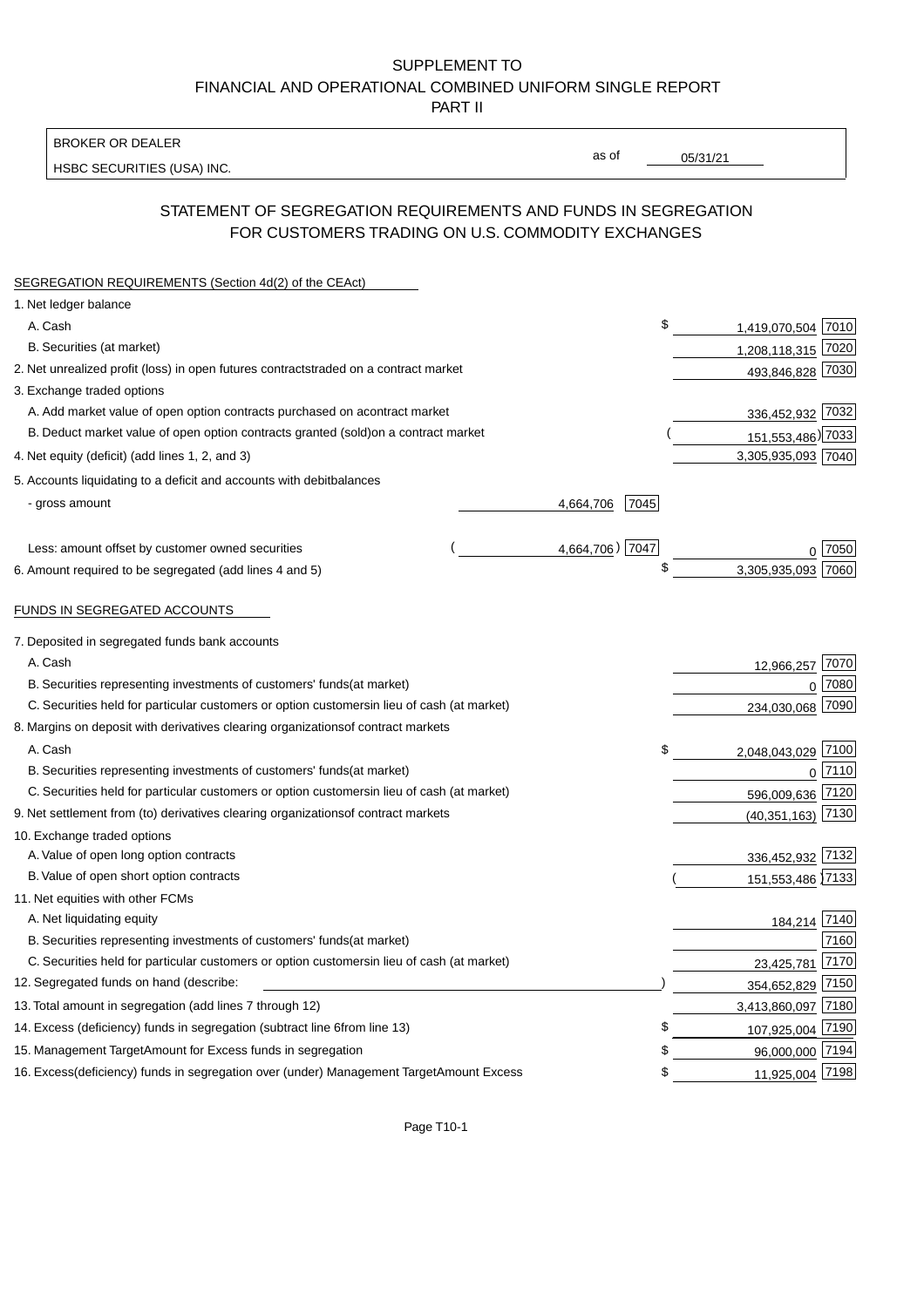SUPPLEMENT TO
FINANCIAL AND OPERATIONAL COMBINED UNIFORM SINGLE REPORT
PART II

BROKER OR DEALER
HSBC SECURITIES (USA) INC.

as of 05/31/21

## STATEMENT OF SEGREGATION REQUIREMENTS AND FUNDS IN SEGREGATION FOR CUSTOMERS TRADING ON U.S. COMMODITY EXCHANGES

SEGREGATION REQUIREMENTS (Section 4d(2) of the CEAct)

| | | | | |
|---|---|---|---|---|
| 1. Net ledger balance | | | | |
| A. Cash | | | $ 1,419,070,504 | 7010 |
| B. Securities (at market) | | | 1,208,118,315 | 7020 |
| 2. Net unrealized profit (loss) in open futures contracts traded on a contract market | | | 493,846,828 | 7030 |
| 3. Exchange traded options | | | | |
| A. Add market value of open option contracts purchased on a contract market | | | 336,452,932 | 7032 |
| B. Deduct market value of open option contracts granted (sold) on a contract market | | | (151,553,486) | 7033 |
| 4. Net equity (deficit) (add lines 1, 2, and 3) | | | 3,305,935,093 | 7040 |
| 5. Accounts liquidating to a deficit and accounts with debit balances | | | | |
| - gross amount | 4,664,706 | 7045 | | |
| Less: amount offset by customer owned securities | (4,664,706) | 7047 | 0 | 7050 |
| 6. Amount required to be segregated (add lines 4 and 5) | | | $ 3,305,935,093 | 7060 |

FUNDS IN SEGREGATED ACCOUNTS

| | | |
|---|---|---|
| 7. Deposited in segregated funds bank accounts | | |
| A. Cash | 12,966,257 | 7070 |
| B. Securities representing investments of customers' funds (at market) | 0 | 7080 |
| C. Securities held for particular customers or option customers in lieu of cash (at market) | 234,030,068 | 7090 |
| 8. Margins on deposit with derivatives clearing organizations of contract markets | | |
| A. Cash | $ 2,048,043,029 | 7100 |
| B. Securities representing investments of customers' funds (at market) | 0 | 7110 |
| C. Securities held for particular customers or option customers in lieu of cash (at market) | 596,009,636 | 7120 |
| 9. Net settlement from (to) derivatives clearing organizations of contract markets | (40,351,163) | 7130 |
| 10. Exchange traded options | | |
| A. Value of open long option contracts | 336,452,932 | 7132 |
| B. Value of open short option contracts | (151,553,486) | 7133 |
| 11. Net equities with other FCMs | | |
| A. Net liquidating equity | 184,214 | 7140 |
| B. Securities representing investments of customers' funds (at market) | | 7160 |
| C. Securities held for particular customers or option customers in lieu of cash (at market) | 23,425,781 | 7170 |
| 12. Segregated funds on hand (describe: ) | 354,652,829 | 7150 |
| 13. Total amount in segregation (add lines 7 through 12) | 3,413,860,097 | 7180 |
| 14. Excess (deficiency) funds in segregation (subtract line 6 from line 13) | $ 107,925,004 | 7190 |
| 15. Management Target Amount for Excess funds in segregation | $ 96,000,000 | 7194 |
| 16. Excess (deficiency) funds in segregation over (under) Management Target Amount Excess | $ 11,925,004 | 7198 |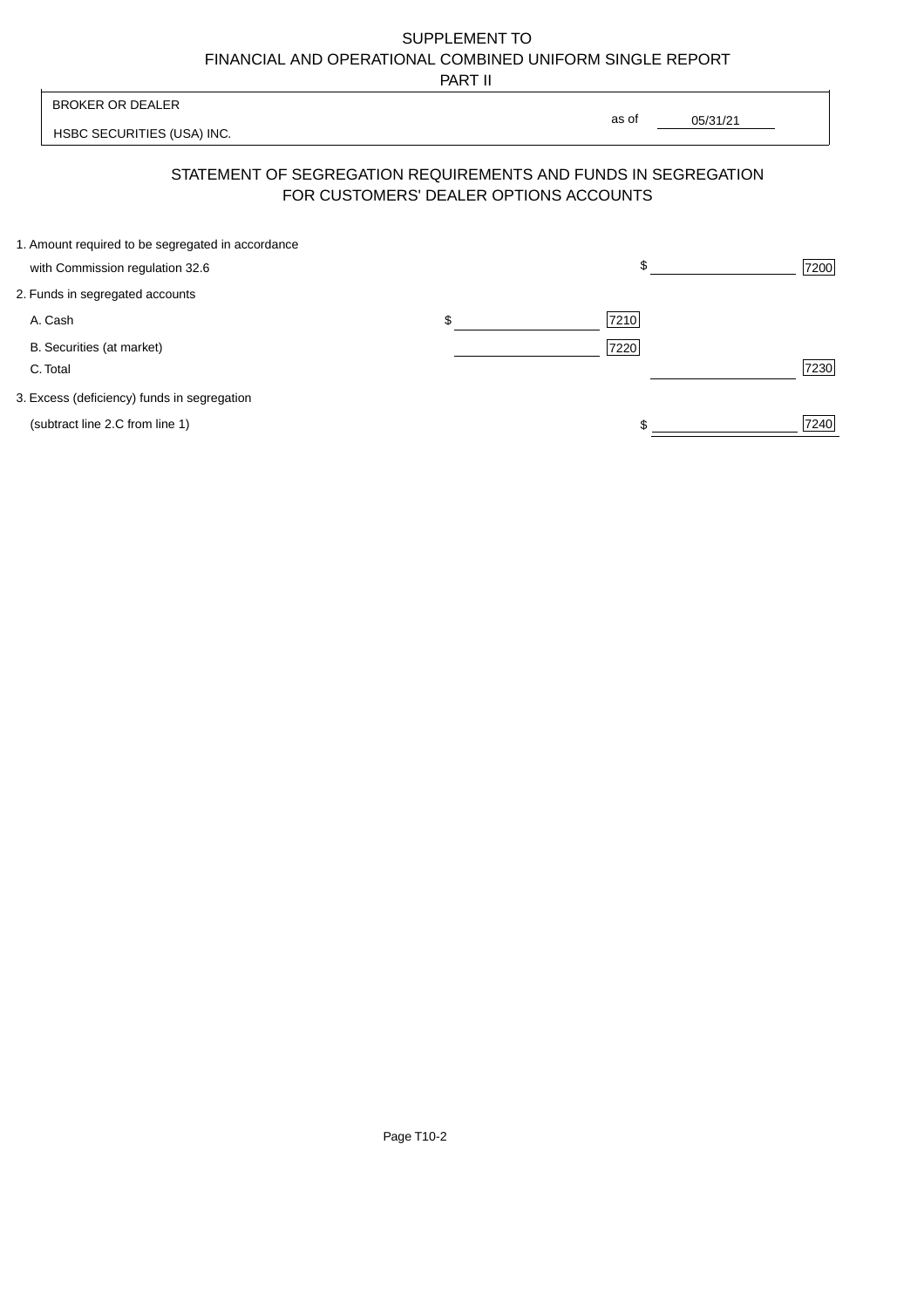SUPPLEMENT TO
FINANCIAL AND OPERATIONAL COMBINED UNIFORM SINGLE REPORT
PART II

BROKER OR DEALER

HSBC SECURITIES (USA) INC.

as of 05/31/21

## STATEMENT OF SEGREGATION REQUIREMENTS AND FUNDS IN SEGREGATION FOR CUSTOMERS' DEALER OPTIONS ACCOUNTS

| | | | | |
|---|---|---|---|---|
| 1. Amount required to be segregated in accordance with Commission regulation 32.6 | | | $ | 7200 |
| 2. Funds in segregated accounts | | | | |
| A. Cash | $ | 7210 | | |
| B. Securities (at market) | | 7220 | | |
| C. Total | | | | 7230 |
| 3. Excess (deficiency) funds in segregation (subtract line 2.C from line 1) | | | $ | 7240 |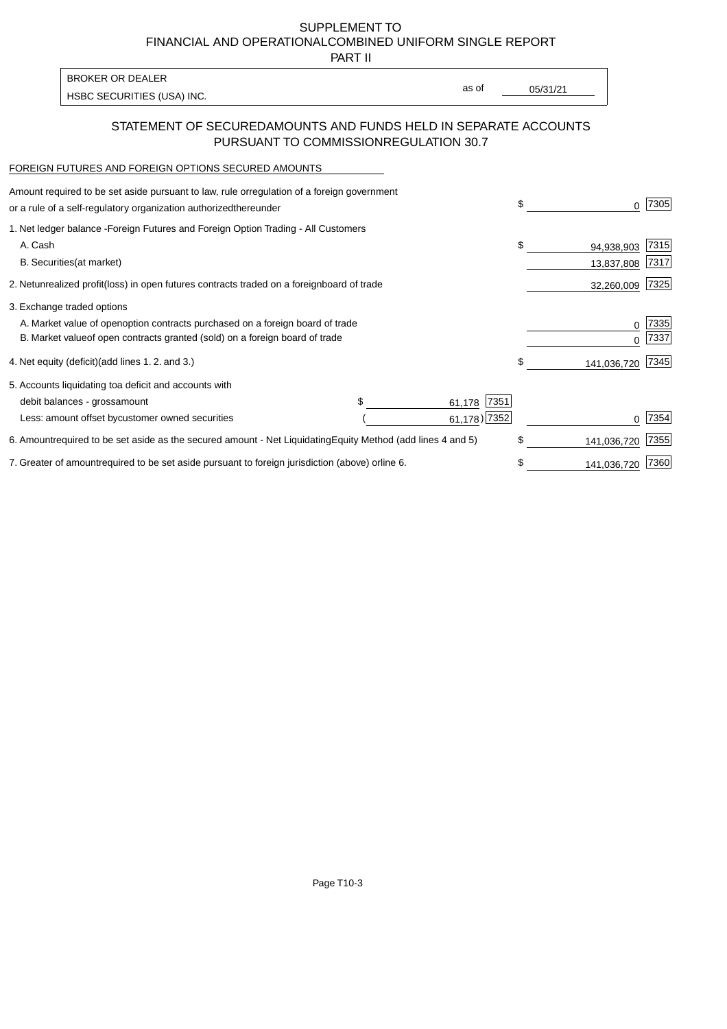SUPPLEMENT TO
FINANCIAL AND OPERATIONALCOMBINED UNIFORM SINGLE REPORT
PART II

| BROKER OR DEALER | | |
|---|---|---|
| HSBC SECURITIES (USA) INC. | as of | 05/31/21 |

## STATEMENT OF SECUREDAMOUNTS AND FUNDS HELD IN SEPARATE ACCOUNTS PURSUANT TO COMMISSIONREGULATION 30.7

FOREIGN FUTURES AND FOREIGN OPTIONS SECURED AMOUNTS

| | | | | |
|---|---|---|---|---|
| Amount required to be set aside pursuant to law, rule orregulation of a foreign government or a rule of a self-regulatory organization authorizedthereunder | | | $ 0 | 7305 |
| 1. Net ledger balance -Foreign Futures and Foreign Option Trading - All Customers | | | | |
| A. Cash | | | $ 94,938,903 | 7315 |
| B. Securities(at market) | | | 13,837,808 | 7317 |
| 2. Netunrealized profit(loss) in open futures contracts traded on a foreignboard of trade | | | 32,260,009 | 7325 |
| 3. Exchange traded options | | | | |
| A. Market value of openoption contracts purchased on a foreign board of trade | | | 0 | 7335 |
| B. Market valueof open contracts granted (sold) on a foreign board of trade | | | 0 | 7337 |
| 4. Net equity (deficit)(add lines 1. 2. and 3.) | | | $ 141,036,720 | 7345 |
| 5. Accounts liquidating toa deficit and accounts with | | | | |
| debit balances - grossamount | $ 61,178 | 7351 | | |
| Less: amount offset bycustomer owned securities | ( 61,178) | 7352 | 0 | 7354 |
| 6. Amountrequired to be set aside as the secured amount - Net LiquidatingEquity Method (add lines 4 and 5) | | | $ 141,036,720 | 7355 |
| 7. Greater of amountrequired to be set aside pursuant to foreign jurisdiction (above) orline 6. | | | $ 141,036,720 | 7360 |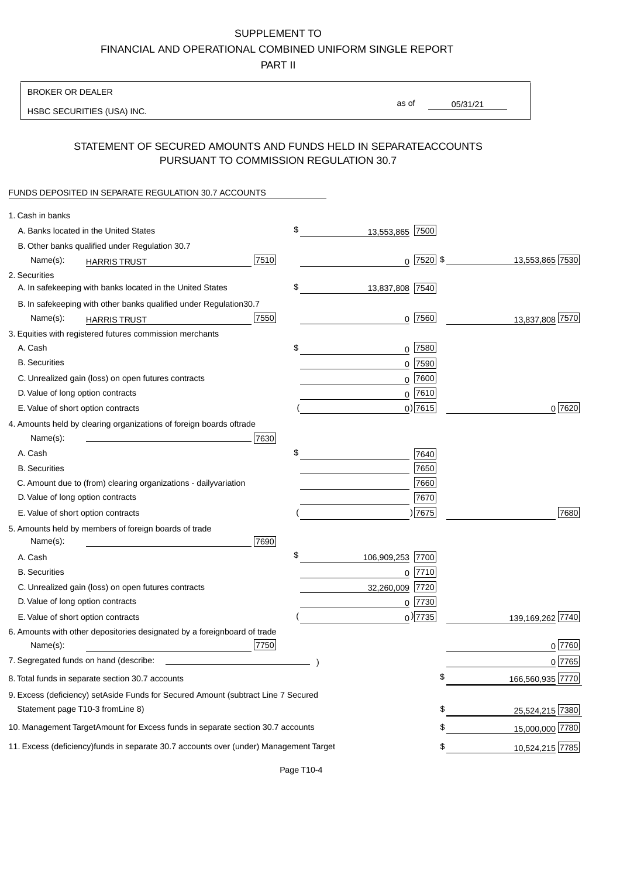SUPPLEMENT TO
FINANCIAL AND OPERATIONAL COMBINED UNIFORM SINGLE REPORT
PART II

BROKER OR DEALER

HSBC SECURITIES (USA) INC.

as of 05/31/21

## STATEMENT OF SECURED AMOUNTS AND FUNDS HELD IN SEPARATE ACCOUNTS PURSUANT TO COMMISSION REGULATION 30.7

FUNDS DEPOSITED IN SEPARATE REGULATION 30.7 ACCOUNTS

| | | | |
|---|---|---|---|
| 1. Cash in banks | | | |
| A. Banks located in the United States | | $ 13,553,865 [7500] | |
| B. Other banks qualified under Regulation 30.7 | | | |
| Name(s): HARRIS TRUST | [7510] | 0 [7520] | $ 13,553,865 [7530] |
| 2. Securities | | | |
| A. In safekeeping with banks located in the United States | | $ 13,837,808 [7540] | |
| B. In safekeeping with other banks qualified under Regulation 30.7 | | | |
| Name(s): HARRIS TRUST | [7550] | 0 [7560] | 13,837,808 [7570] |
| 3. Equities with registered futures commission merchants | | | |
| A. Cash | | $ 0 [7580] | |
| B. Securities | | 0 [7590] | |
| C. Unrealized gain (loss) on open futures contracts | | 0 [7600] | |
| D. Value of long option contracts | | 0 [7610] | |
| E. Value of short option contracts | | ( 0 ) [7615] | 0 [7620] |
| 4. Amounts held by clearing organizations of foreign boards of trade | | | |
| Name(s): | [7630] | | |
| A. Cash | | $ [7640] | |
| B. Securities | | [7650] | |
| C. Amount due to (from) clearing organizations - daily variation | | [7660] | |
| D. Value of long option contracts | | [7670] | |
| E. Value of short option contracts | | ( ) [7675] | [7680] |
| 5. Amounts held by members of foreign boards of trade | | | |
| Name(s): | [7690] | | |
| A. Cash | | $ 106,909,253 [7700] | |
| B. Securities | | 0 [7710] | |
| C. Unrealized gain (loss) on open futures contracts | | 32,260,009 [7720] | |
| D. Value of long option contracts | | 0 [7730] | |
| E. Value of short option contracts | | ( 0 ) [7735] | 139,169,262 [7740] |
| 6. Amounts with other depositories designated by a foreign board of trade | | | |
| Name(s): | [7750] | | 0 [7760] |
| 7. Segregated funds on hand (describe: ) | | | 0 [7765] |
| 8. Total funds in separate section 30.7 accounts | | | $ 166,560,935 [7770] |
| 9. Excess (deficiency) set Aside Funds for Secured Amount (subtract Line 7 Secured Statement page T10-3 from Line 8) | | | $ 25,524,215 [7380] |
| 10. Management Target Amount for Excess funds in separate section 30.7 accounts | | | $ 15,000,000 [7780] |
| 11. Excess (deficiency) funds in separate 30.7 accounts over (under) Management Target | | | $ 10,524,215 [7785] |

Page T10-4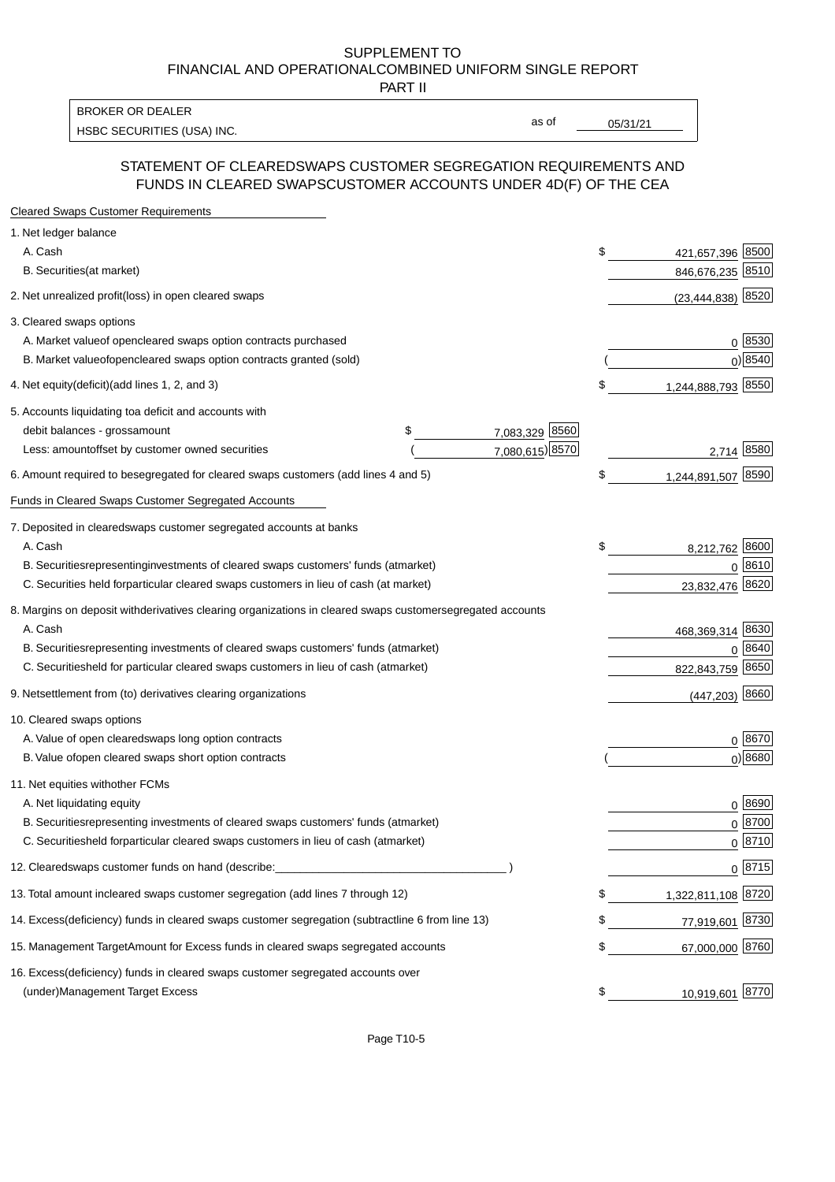SUPPLEMENT TO
FINANCIAL AND OPERATIONALCOMBINED UNIFORM SINGLE REPORT
PART II

| BROKER OR DEALER | | |
|---|---|---|
| HSBC SECURITIES (USA) INC. | as of | 05/31/21 |

## STATEMENT OF CLEAREDSWAPS CUSTOMER SEGREGATION REQUIREMENTS AND FUNDS IN CLEARED SWAPSCUSTOMER ACCOUNTS UNDER 4D(F) OF THE CEA

| Cleared Swaps Customer Requirements | | | | |
|---|---|---|---|---|
| 1. Net ledger balance | | | | |
| A. Cash | | | $ 421,657,396 | 8500 |
| B. Securities(at market) | | | 846,676,235 | 8510 |
| 2. Net unrealized profit(loss) in open cleared swaps | | | (23,444,838) | 8520 |
| 3. Cleared swaps options | | | | |
| A. Market valueof opencleared swaps option contracts purchased | | | 0 | 8530 |
| B. Market valueofopencleared swaps option contracts granted (sold) | | | ( 0) | 8540 |
| 4. Net equity(deficit)(add lines 1, 2, and 3) | | | $ 1,244,888,793 | 8550 |
| 5. Accounts liquidating toa deficit and accounts with | | | | |
| debit balances - grossamount | $ 7,083,329 | 8560 | | |
| Less: amountoffset by customer owned securities | ( 7,080,615) | 8570 | 2,714 | 8580 |
| 6. Amount required to besegregated for cleared swaps customers (add lines 4 and 5) | | | $ 1,244,891,507 | 8590 |
| **Funds in Cleared Swaps Customer Segregated Accounts** | | | | |
| 7. Deposited in clearedswaps customer segregated accounts at banks | | | | |
| A. Cash | | | $ 8,212,762 | 8600 |
| B. Securitiesrepresentinginvestments of cleared swaps customers' funds (atmarket) | | | 0 | 8610 |
| C. Securities held forparticular cleared swaps customers in lieu of cash (at market) | | | 23,832,476 | 8620 |
| 8. Margins on deposit withderivatives clearing organizations in cleared swaps customersegregated accounts | | | | |
| A. Cash | | | 468,369,314 | 8630 |
| B. Securitiesrepresenting investments of cleared swaps customers' funds (atmarket) | | | 0 | 8640 |
| C. Securitiesheld for particular cleared swaps customers in lieu of cash (atmarket) | | | 822,843,759 | 8650 |
| 9. Netsettlement from (to) derivatives clearing organizations | | | (447,203) | 8660 |
| 10. Cleared swaps options | | | | |
| A. Value of open clearedswaps long option contracts | | | 0 | 8670 |
| B. Value ofopen cleared swaps short option contracts | | | ( 0) | 8680 |
| 11. Net equities withother FCMs | | | | |
| A. Net liquidating equity | | | 0 | 8690 |
| B. Securitiesrepresenting investments of cleared swaps customers' funds (atmarket) | | | 0 | 8700 |
| C. Securitiesheld forparticular cleared swaps customers in lieu of cash (atmarket) | | | 0 | 8710 |
| 12. Clearedswaps customer funds on hand (describe:_______________ ) | | | 0 | 8715 |
| 13. Total amount incleared swaps customer segregation (add lines 7 through 12) | | | $ 1,322,811,108 | 8720 |
| 14. Excess(deficiency) funds in cleared swaps customer segregation (subtractline 6 from line 13) | | | $ 77,919,601 | 8730 |
| 15. Management TargetAmount for Excess funds in cleared swaps segregated accounts | | | $ 67,000,000 | 8760 |
| 16. Excess(deficiency) funds in cleared swaps customer segregated accounts over (under)Management Target Excess | | | $ 10,919,601 | 8770 |

Page T10-5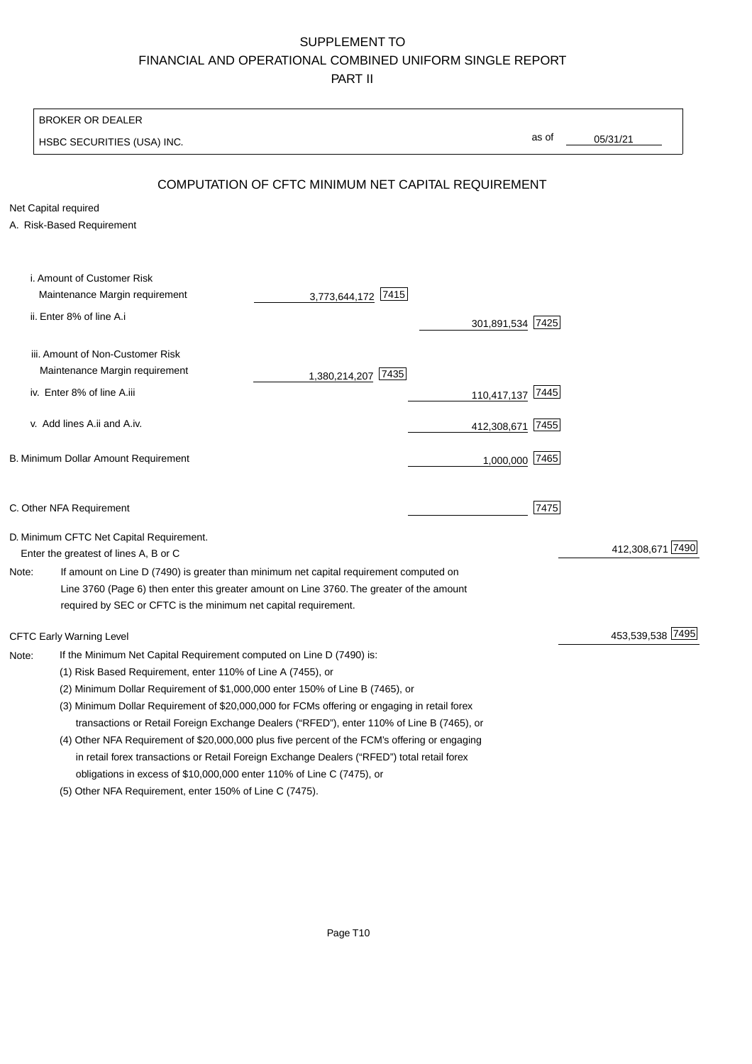# SUPPLEMENT TO
# FINANCIAL AND OPERATIONAL COMBINED UNIFORM SINGLE REPORT
## PART II

| | |
|---|---|
| BROKER OR DEALER | |
| HSBC SECURITIES (USA) INC. | as of 05/31/21 |

## COMPUTATION OF CFTC MINIMUM NET CAPITAL REQUIREMENT

Net Capital required

A. Risk-Based Requirement

| | | | |
|---|---|---|---|
| i. Amount of Customer Risk Maintenance Margin requirement | 3,773,644,172 [7415] | | |
| ii. Enter 8% of line A.i | | 301,891,534 [7425] | |
| iii. Amount of Non-Customer Risk Maintenance Margin requirement | 1,380,214,207 [7435] | | |
| iv. Enter 8% of line A.iii | | 110,417,137 [7445] | |
| v. Add lines A.ii and A.iv. | | 412,308,671 [7455] | |
| B. Minimum Dollar Amount Requirement | | 1,000,000 [7465] | |
| C. Other NFA Requirement | | [7475] | |
| D. Minimum CFTC Net Capital Requirement. Enter the greatest of lines A, B or C | | | 412,308,671 [7490] |

Note: If amount on Line D (7490) is greater than minimum net capital requirement computed on Line 3760 (Page 6) then enter this greater amount on Line 3760. The greater of the amount required by SEC or CFTC is the minimum net capital requirement.

CFTC Early Warning Level 453,539,538 [7495]

Note: If the Minimum Net Capital Requirement computed on Line D (7490) is:

(1) Risk Based Requirement, enter 110% of Line A (7455), or

(2) Minimum Dollar Requirement of $1,000,000 enter 150% of Line B (7465), or

(3) Minimum Dollar Requirement of $20,000,000 for FCMs offering or engaging in retail forex transactions or Retail Foreign Exchange Dealers ("RFED"), enter 110% of Line B (7465), or

(4) Other NFA Requirement of $20,000,000 plus five percent of the FCM's offering or engaging in retail forex transactions or Retail Foreign Exchange Dealers ("RFED") total retail forex obligations in excess of $10,000,000 enter 110% of Line C (7475), or

(5) Other NFA Requirement, enter 150% of Line C (7475).